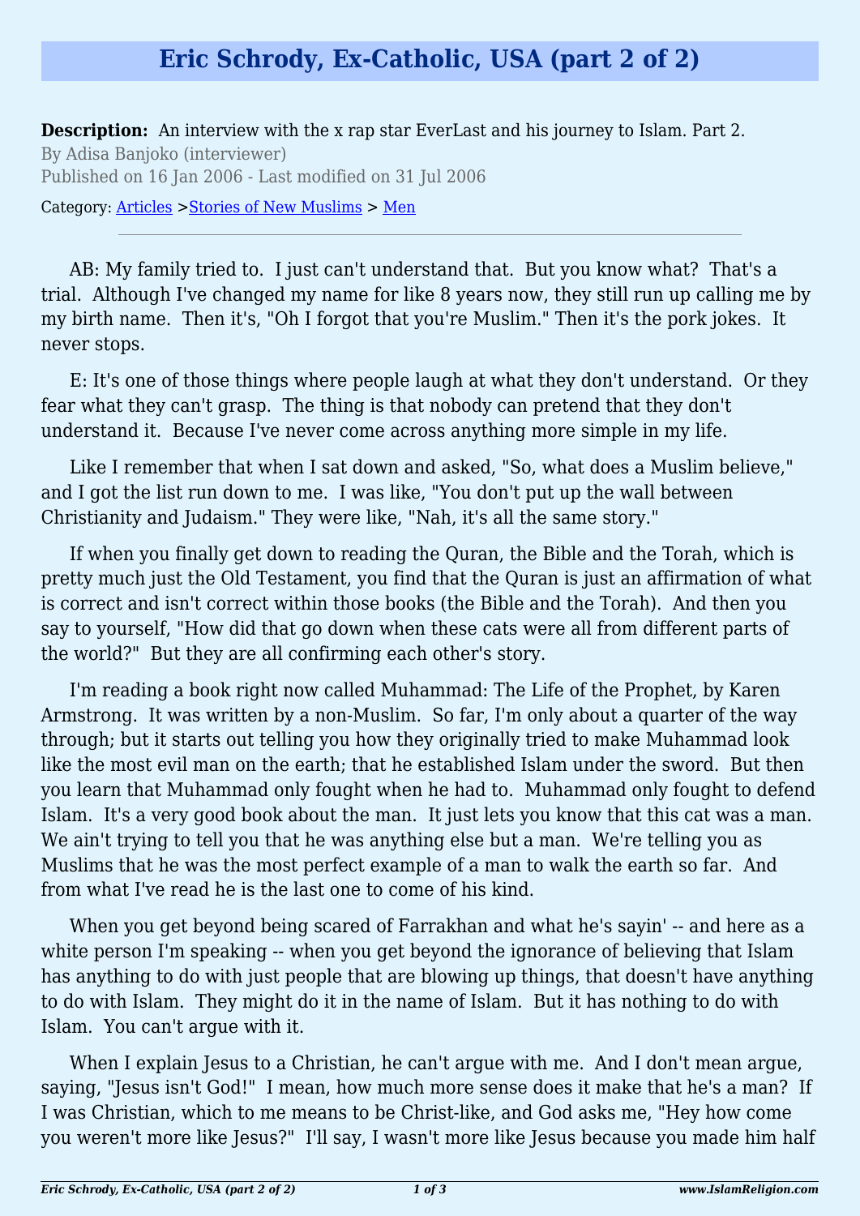# Eric Schrody, Ex-Catholic, USA (part 2 of 2)

**Description:** An interview with the x rap star EverLast and his journey to Islam. Part 2.

By Adisa Banjoko (interviewer)

Published on 16 Jan 2006 - Last modified on 31 Jul 2006

Category: Articles >Stories of New Muslims > Men

---

AB: My family tried to. I just can't understand that. But you know what? That's a trial. Although I've changed my name for like 8 years now, they still run up calling me by my birth name. Then it's, "Oh I forgot that you're Muslim." Then it's the pork jokes. It never stops.

E: It's one of those things where people laugh at what they don't understand. Or they fear what they can't grasp. The thing is that nobody can pretend that they don't understand it. Because I've never come across anything more simple in my life.

Like I remember that when I sat down and asked, "So, what does a Muslim believe," and I got the list run down to me. I was like, "You don't put up the wall between Christianity and Judaism." They were like, "Nah, it's all the same story."

If when you finally get down to reading the Quran, the Bible and the Torah, which is pretty much just the Old Testament, you find that the Quran is just an affirmation of what is correct and isn't correct within those books (the Bible and the Torah). And then you say to yourself, "How did that go down when these cats were all from different parts of the world?" But they are all confirming each other's story.

I'm reading a book right now called Muhammad: The Life of the Prophet, by Karen Armstrong. It was written by a non-Muslim. So far, I'm only about a quarter of the way through; but it starts out telling you how they originally tried to make Muhammad look like the most evil man on the earth; that he established Islam under the sword. But then you learn that Muhammad only fought when he had to. Muhammad only fought to defend Islam. It's a very good book about the man. It just lets you know that this cat was a man. We ain't trying to tell you that he was anything else but a man. We're telling you as Muslims that he was the most perfect example of a man to walk the earth so far. And from what I've read he is the last one to come of his kind.

When you get beyond being scared of Farrakhan and what he's sayin' -- and here as a white person I'm speaking -- when you get beyond the ignorance of believing that Islam has anything to do with just people that are blowing up things, that doesn't have anything to do with Islam. They might do it in the name of Islam. But it has nothing to do with Islam. You can't argue with it.

When I explain Jesus to a Christian, he can't argue with me. And I don't mean argue, saying, "Jesus isn't God!" I mean, how much more sense does it make that he's a man? If I was Christian, which to me means to be Christ-like, and God asks me, "Hey how come you weren't more like Jesus?" I'll say, I wasn't more like Jesus because you made him half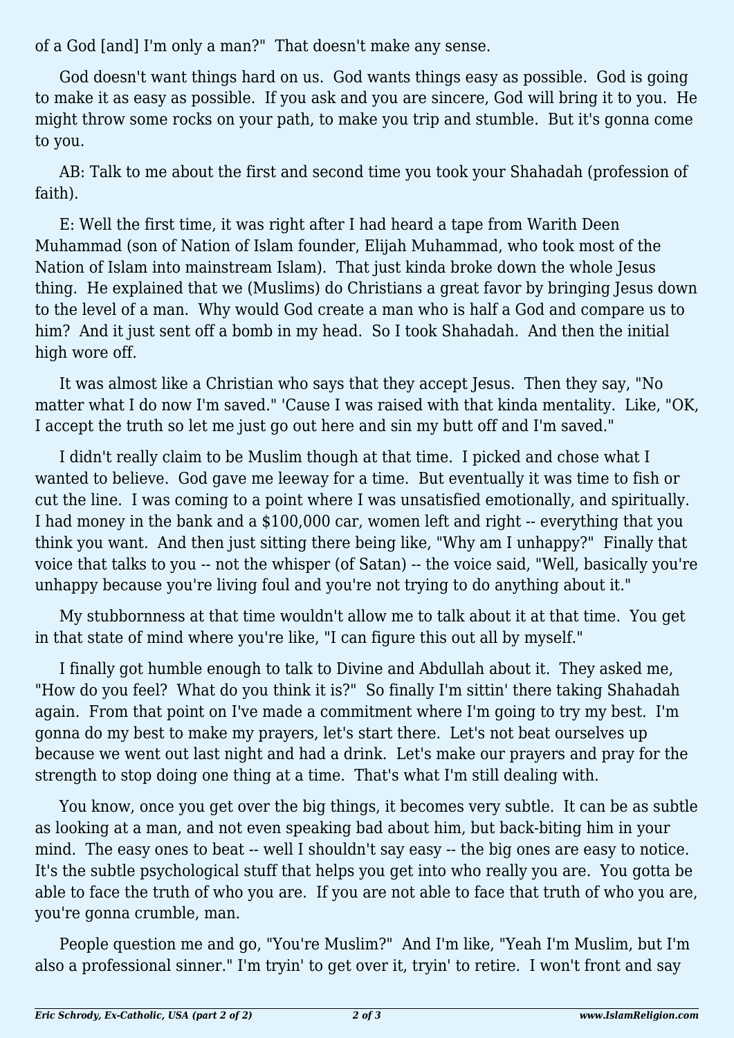of a God [and] I'm only a man?" That doesn't make any sense.

God doesn't want things hard on us. God wants things easy as possible. God is going to make it as easy as possible. If you ask and you are sincere, God will bring it to you. He might throw some rocks on your path, to make you trip and stumble. But it's gonna come to you.

AB: Talk to me about the first and second time you took your Shahadah (profession of faith).

E: Well the first time, it was right after I had heard a tape from Warith Deen Muhammad (son of Nation of Islam founder, Elijah Muhammad, who took most of the Nation of Islam into mainstream Islam). That just kinda broke down the whole Jesus thing. He explained that we (Muslims) do Christians a great favor by bringing Jesus down to the level of a man. Why would God create a man who is half a God and compare us to him? And it just sent off a bomb in my head. So I took Shahadah. And then the initial high wore off.

It was almost like a Christian who says that they accept Jesus. Then they say, "No matter what I do now I'm saved." 'Cause I was raised with that kinda mentality. Like, "OK, I accept the truth so let me just go out here and sin my butt off and I'm saved."

I didn't really claim to be Muslim though at that time. I picked and chose what I wanted to believe. God gave me leeway for a time. But eventually it was time to fish or cut the line. I was coming to a point where I was unsatisfied emotionally, and spiritually. I had money in the bank and a $100,000 car, women left and right -- everything that you think you want. And then just sitting there being like, "Why am I unhappy?" Finally that voice that talks to you -- not the whisper (of Satan) -- the voice said, "Well, basically you're unhappy because you're living foul and you're not trying to do anything about it."

My stubbornness at that time wouldn't allow me to talk about it at that time. You get in that state of mind where you're like, "I can figure this out all by myself."

I finally got humble enough to talk to Divine and Abdullah about it. They asked me, "How do you feel? What do you think it is?" So finally I'm sittin' there taking Shahadah again. From that point on I've made a commitment where I'm going to try my best. I'm gonna do my best to make my prayers, let's start there. Let's not beat ourselves up because we went out last night and had a drink. Let's make our prayers and pray for the strength to stop doing one thing at a time. That's what I'm still dealing with.

You know, once you get over the big things, it becomes very subtle. It can be as subtle as looking at a man, and not even speaking bad about him, but back-biting him in your mind. The easy ones to beat -- well I shouldn't say easy -- the big ones are easy to notice. It's the subtle psychological stuff that helps you get into who really you are. You gotta be able to face the truth of who you are. If you are not able to face that truth of who you are, you're gonna crumble, man.

People question me and go, "You're Muslim?" And I'm like, "Yeah I'm Muslim, but I'm also a professional sinner." I'm tryin' to get over it, tryin' to retire. I won't front and say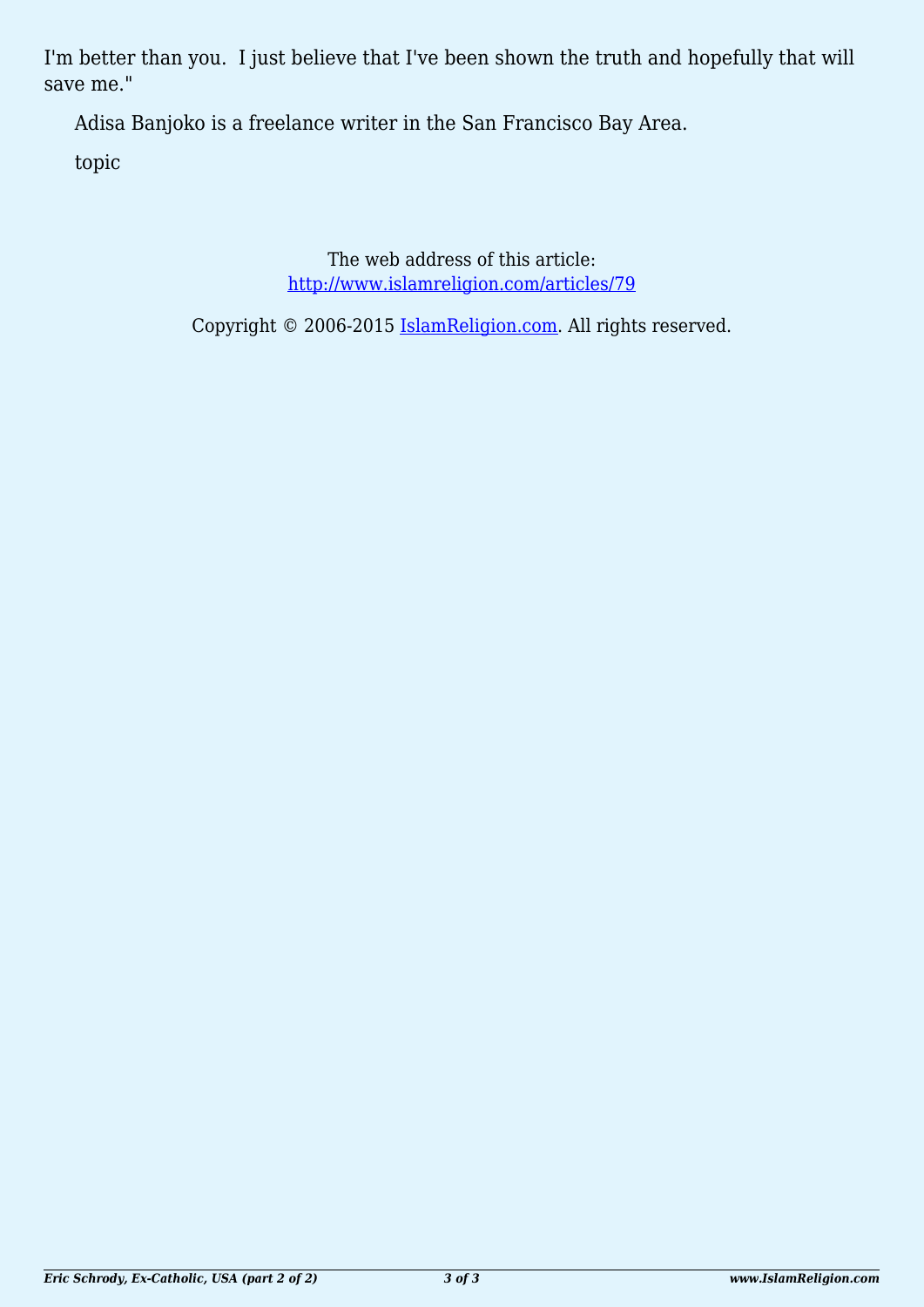I'm better than you.  I just believe that I've been shown the truth and hopefully that will save me."

Adisa Banjoko is a freelance writer in the San Francisco Bay Area.

topic

The web address of this article:
http://www.islamreligion.com/articles/79

Copyright © 2006-2015 IslamReligion.com. All rights reserved.